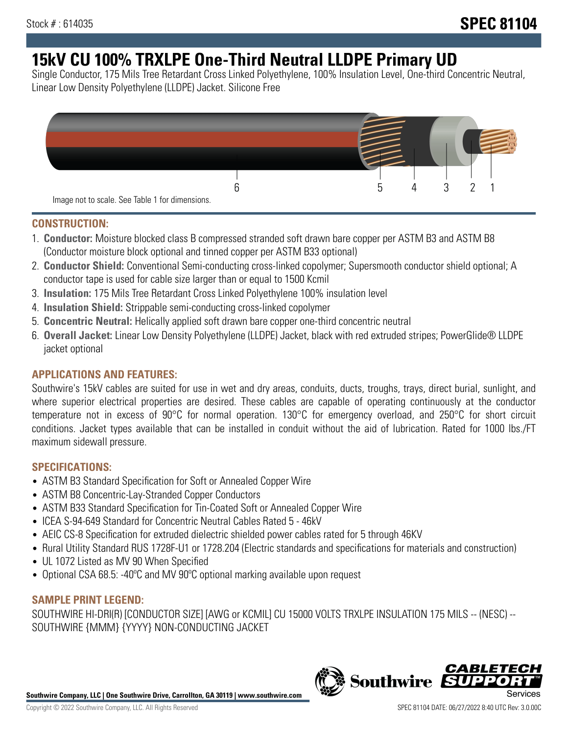Stock # : 614035 **SPEC 81104**

# 15kV CU 100% TRXLPE One-Third Neutral LLDPE Primary UD

Single Conductor, 175 Mils Tree Retardant Cross Linked Polyethylene, 100% Insulation Level, One-third Concentric Neutral, Linear Low Density Polyethylene (LLDPE) Jacket. Silicone Free

Image not to scale. See Table 1 for dimensions.

## CONSTRUCTION:

1. **Conductor:** Moisture blocked class B compressed stranded soft drawn bare copper per ASTM B3 and ASTM B8 (Conductor moisture block optional and tinned copper per ASTM B33 optional)
2. **Conductor Shield:** Conventional Semi-conducting cross-linked copolymer; Supersmooth conductor shield optional; A conductor tape is used for cable size larger than or equal to 1500 Kcmil
3. **Insulation:** 175 Mils Tree Retardant Cross Linked Polyethylene 100% insulation level
4. **Insulation Shield:** Strippable semi-conducting cross-linked copolymer
5. **Concentric Neutral:** Helically applied soft drawn bare copper one-third concentric neutral
6. **Overall Jacket:** Linear Low Density Polyethylene (LLDPE) Jacket, black with red extruded stripes; PowerGlide® LLDPE jacket optional

## APPLICATIONS AND FEATURES:

Southwire's 15kV cables are suited for use in wet and dry areas, conduits, ducts, troughs, trays, direct burial, sunlight, and where superior electrical properties are desired. These cables are capable of operating continuously at the conductor temperature not in excess of 90°C for normal operation. 130°C for emergency overload, and 250°C for short circuit conditions. Jacket types available that can be installed in conduit without the aid of lubrication. Rated for 1000 lbs./FT maximum sidewall pressure.

## SPECIFICATIONS:

- ASTM B3 Standard Specification for Soft or Annealed Copper Wire
- ASTM B8 Concentric-Lay-Stranded Copper Conductors
- ASTM B33 Standard Specification for Tin-Coated Soft or Annealed Copper Wire
- ICEA S-94-649 Standard for Concentric Neutral Cables Rated 5 - 46kV
- AEIC CS-8 Specification for extruded dielectric shielded power cables rated for 5 through 46KV
- Rural Utility Standard RUS 1728F-U1 or 1728.204 (Electric standards and specifications for materials and construction)
- UL 1072 Listed as MV 90 When Specified
- Optional CSA 68.5: -40ºC and MV 90ºC optional marking available upon request

## SAMPLE PRINT LEGEND:

SOUTHWIRE HI-DRI(R) [CONDUCTOR SIZE] [AWG or KCMIL] CU 15000 VOLTS TRXLPE INSULATION 175 MILS -- (NESC) -- SOUTHWIRE {MMM} {YYYY} NON-CONDUCTING JACKET

**Southwire Company, LLC | One Southwire Drive, Carrollton, GA 30119 | www.southwire.com**

Copyright © 2022 Southwire Company, LLC. All Rights Reserved

SPEC 81104 DATE: 06/27/2022 8:40 UTC Rev: 3.0.00C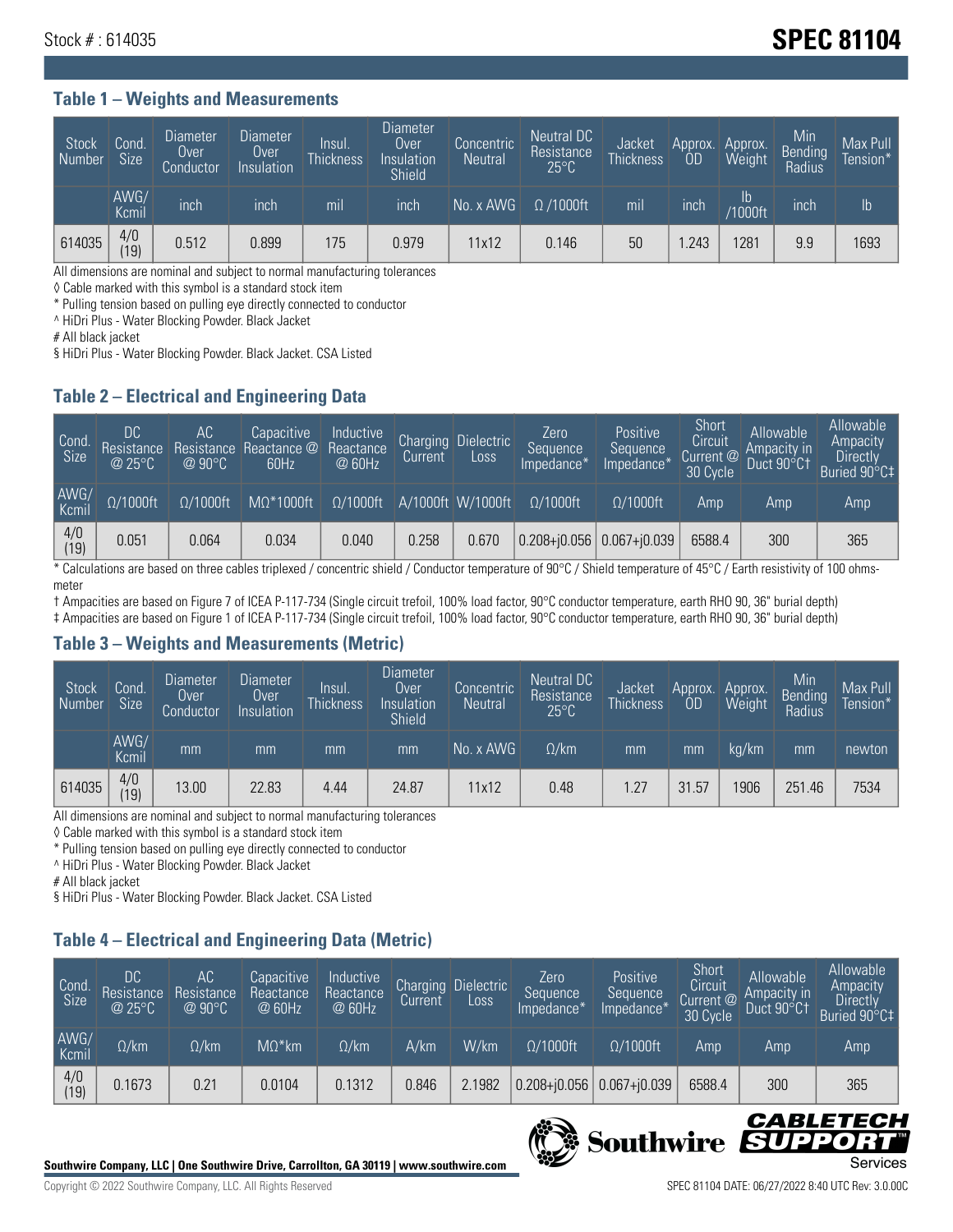Stock # : 614035

# SPEC 81104

## Table 1 – Weights and Measurements

| Stock Number | Cond. Size | Diameter Over Conductor | Diameter Over Insulation | Insul. Thickness | Diameter Over Insulation Shield | Concentric Neutral | Neutral DC Resistance 25°C | Jacket Thickness | Approx. OD | Approx. Weight | Min Bending Radius | Max Pull Tension* |
|---|---|---|---|---|---|---|---|---|---|---|---|---|
| | AWG/ Kcmil | inch | inch | mil | inch | No. x AWG | Ω /1000ft | mil | inch | lb /1000ft | inch | lb |
| 614035 | 4/0 (19) | 0.512 | 0.899 | 175 | 0.979 | 11x12 | 0.146 | 50 | 1.243 | 1281 | 9.9 | 1693 |

All dimensions are nominal and subject to normal manufacturing tolerances
◊ Cable marked with this symbol is a standard stock item
* Pulling tension based on pulling eye directly connected to conductor
^ HiDri Plus - Water Blocking Powder. Black Jacket
# All black jacket
§ HiDri Plus - Water Blocking Powder. Black Jacket. CSA Listed

## Table 2 – Electrical and Engineering Data

| Cond. Size | DC Resistance @ 25°C | AC Resistance @ 90°C | Capacitive Reactance @ 60Hz | Inductive Reactance @ 60Hz | Charging Current | Dielectric Loss | Zero Sequence Impedance* | Positive Sequence Impedance* | Short Circuit Current @ 30 Cycle | Allowable Ampacity in Duct 90°C† | Allowable Ampacity Directly Buried 90°C‡ |
|---|---|---|---|---|---|---|---|---|---|---|---|
| AWG/ Kcmil | Ω/1000ft | Ω/1000ft | MΩ*1000ft | Ω/1000ft | A/1000ft | W/1000ft | Ω/1000ft | Ω/1000ft | Amp | Amp | Amp |
| 4/0 (19) | 0.051 | 0.064 | 0.034 | 0.040 | 0.258 | 0.670 | 0.208+j0.056 | 0.067+j0.039 | 6588.4 | 300 | 365 |

* Calculations are based on three cables triplexed / concentric shield / Conductor temperature of 90°C / Shield temperature of 45°C / Earth resistivity of 100 ohms-meter
† Ampacities are based on Figure 7 of ICEA P-117-734 (Single circuit trefoil, 100% load factor, 90°C conductor temperature, earth RHO 90, 36" burial depth)
‡ Ampacities are based on Figure 1 of ICEA P-117-734 (Single circuit trefoil, 100% load factor, 90°C conductor temperature, earth RHO 90, 36" burial depth)

## Table 3 – Weights and Measurements (Metric)

| Stock Number | Cond. Size | Diameter Over Conductor | Diameter Over Insulation | Insul. Thickness | Diameter Over Insulation Shield | Concentric Neutral | Neutral DC Resistance 25°C | Jacket Thickness | Approx. OD | Approx. Weight | Min Bending Radius | Max Pull Tension* |
|---|---|---|---|---|---|---|---|---|---|---|---|---|
| | AWG/ Kcmil | mm | mm | mm | mm | No. x AWG | Ω/km | mm | mm | kg/km | mm | newton |
| 614035 | 4/0 (19) | 13.00 | 22.83 | 4.44 | 24.87 | 11x12 | 0.48 | 1.27 | 31.57 | 1906 | 251.46 | 7534 |

All dimensions are nominal and subject to normal manufacturing tolerances
◊ Cable marked with this symbol is a standard stock item
* Pulling tension based on pulling eye directly connected to conductor
^ HiDri Plus - Water Blocking Powder. Black Jacket
# All black jacket
§ HiDri Plus - Water Blocking Powder. Black Jacket. CSA Listed

## Table 4 – Electrical and Engineering Data (Metric)

| Cond. Size | DC Resistance @ 25°C | AC Resistance @ 90°C | Capacitive Reactance @ 60Hz | Inductive Reactance @ 60Hz | Charging Current | Dielectric Loss | Zero Sequence Impedance* | Positive Sequence Impedance* | Short Circuit Current @ 30 Cycle | Allowable Ampacity in Duct 90°C† | Allowable Ampacity Directly Buried 90°C‡ |
|---|---|---|---|---|---|---|---|---|---|---|---|
| AWG/ Kcmil | Ω/km | Ω/km | MΩ*km | Ω/km | A/km | W/km | Ω/1000ft | Ω/1000ft | Amp | Amp | Amp |
| 4/0 (19) | 0.1673 | 0.21 | 0.0104 | 0.1312 | 0.846 | 2.1982 | 0.208+j0.056 | 0.067+j0.039 | 6588.4 | 300 | 365 |

**Southwire Company, LLC | One Southwire Drive, Carrollton, GA 30119 | www.southwire.com**

Copyright © 2022 Southwire Company, LLC. All Rights Reserved

SPEC 81104 DATE: 06/27/2022 8:40 UTC Rev: 3.0.00C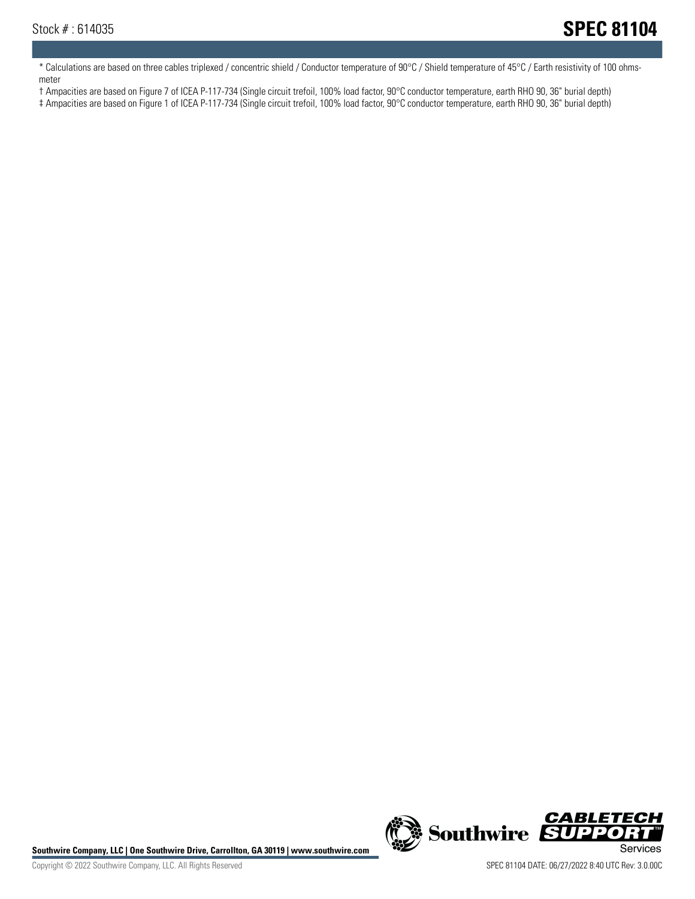* Calculations are based on three cables triplexed / concentric shield / Conductor temperature of 90°C / Shield temperature of 45°C / Earth resistivity of 100 ohms-meter

† Ampacities are based on Figure 7 of ICEA P-117-734 (Single circuit trefoil, 100% load factor, 90°C conductor temperature, earth RHO 90, 36" burial depth)

‡ Ampacities are based on Figure 1 of ICEA P-117-734 (Single circuit trefoil, 100% load factor, 90°C conductor temperature, earth RHO 90, 36" burial depth)